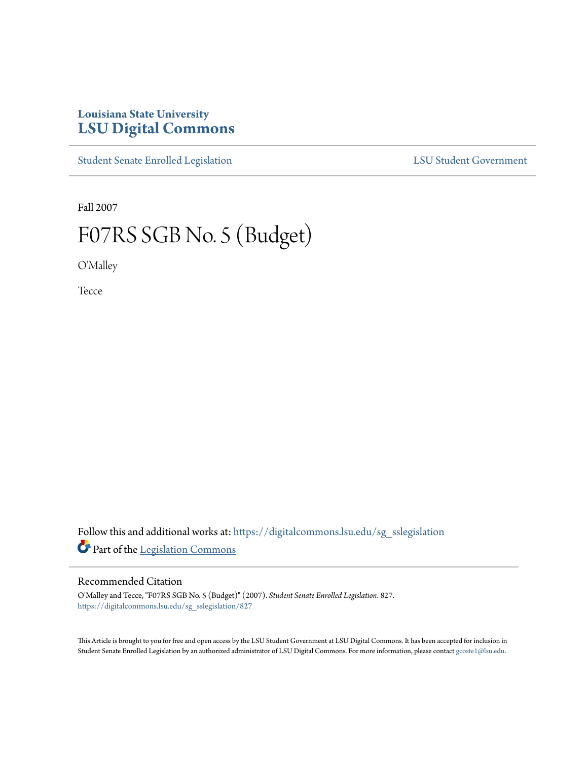Louisiana State University
# LSU Digital Commons

Student Senate Enrolled Legislation | LSU Student Government

Fall 2007

# F07RS SGB No. 5 (Budget)

O'Malley

Tecce

Follow this and additional works at: https://digitalcommons.lsu.edu/sg_sslegislation

Part of the Legislation Commons

## Recommended Citation

O'Malley and Tecce, "F07RS SGB No. 5 (Budget)" (2007). *Student Senate Enrolled Legislation*. 827.
https://digitalcommons.lsu.edu/sg_sslegislation/827

This Article is brought to you for free and open access by the LSU Student Government at LSU Digital Commons. It has been accepted for inclusion in Student Senate Enrolled Legislation by an authorized administrator of LSU Digital Commons. For more information, please contact gcoste1@lsu.edu.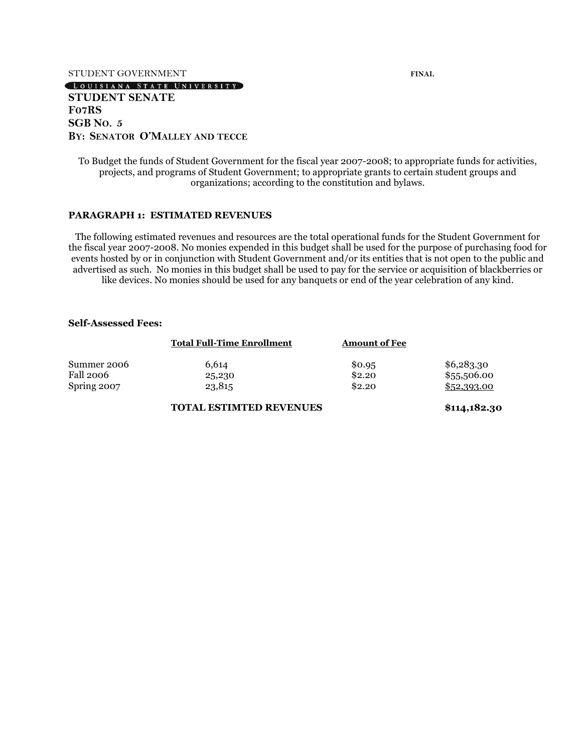STUDENT GOVERNMENT **FINAL**

LOUISIANA STATE UNIVERSITY

**STUDENT SENATE**
**F07RS**
**SGB NO. 5**
**BY: SENATOR O'MALLEY AND TECCE**

To Budget the funds of Student Government for the fiscal year 2007-2008; to appropriate funds for activities, projects, and programs of Student Government; to appropriate grants to certain student groups and organizations; according to the constitution and bylaws.

**PARAGRAPH 1: ESTIMATED REVENUES**

The following estimated revenues and resources are the total operational funds for the Student Government for the fiscal year 2007-2008. No monies expended in this budget shall be used for the purpose of purchasing food for events hosted by or in conjunction with Student Government and/or its entities that is not open to the public and advertised as such. No monies in this budget shall be used to pay for the service or acquisition of blackberries or like devices. No monies should be used for any banquets or end of the year celebration of any kind.

**Self-Assessed Fees:**

| | Total Full-Time Enrollment | Amount of Fee | |
|---|---|---|---|
| Summer 2006 | 6,614 | $0.95 | $6,283.30 |
| Fall 2006 | 25,230 | $2.20 | $55,506.00 |
| Spring 2007 | 23,815 | $2.20 | $52,393.00 |
| | **TOTAL ESTIMTED REVENUES** | | **$114,182.30** |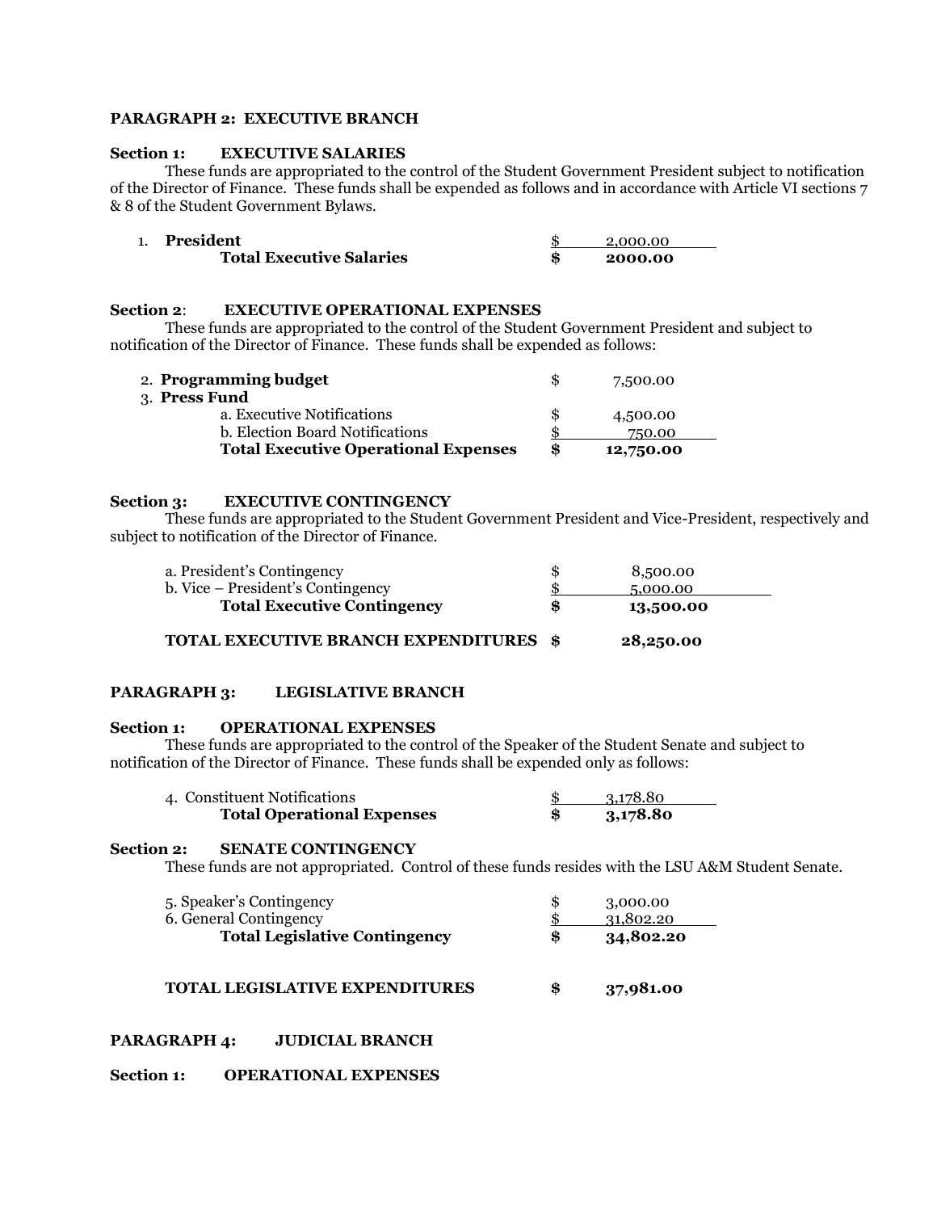**PARAGRAPH 2: EXECUTIVE BRANCH**

**Section 1: EXECUTIVE SALARIES**

These funds are appropriated to the control of the Student Government President subject to notification of the Director of Finance. These funds shall be expended as follows and in accordance with Article VI sections 7 & 8 of the Student Government Bylaws.

| | | |
|---|---|---|
| 1. **President** | $ | 2,000.00 |
| **Total Executive Salaries** | **$** | **2000.00** |

**Section 2: EXECUTIVE OPERATIONAL EXPENSES**

These funds are appropriated to the control of the Student Government President and subject to notification of the Director of Finance. These funds shall be expended as follows:

| | | |
|---|---|---|
| 2. **Programming budget** | $ | 7,500.00 |
| 3. **Press Fund** | | |
| a. Executive Notifications | $ | 4,500.00 |
| b. Election Board Notifications | $ | 750.00 |
| **Total Executive Operational Expenses** | **$** | **12,750.00** |

**Section 3: EXECUTIVE CONTINGENCY**

These funds are appropriated to the Student Government President and Vice-President, respectively and subject to notification of the Director of Finance.

| | | |
|---|---|---|
| a. President's Contingency | $ | 8,500.00 |
| b. Vice – President's Contingency | $ | 5,000.00 |
| **Total Executive Contingency** | **$** | **13,500.00** |
| **TOTAL EXECUTIVE BRANCH EXPENDITURES** | **$** | **28,250.00** |

**PARAGRAPH 3: LEGISLATIVE BRANCH**

**Section 1: OPERATIONAL EXPENSES**

These funds are appropriated to the control of the Speaker of the Student Senate and subject to notification of the Director of Finance. These funds shall be expended only as follows:

| | | |
|---|---|---|
| 4. Constituent Notifications | $ | 3,178.80 |
| **Total Operational Expenses** | **$** | **3,178.80** |

**Section 2: SENATE CONTINGENCY**

These funds are not appropriated. Control of these funds resides with the LSU A&M Student Senate.

| | | |
|---|---|---|
| 5. Speaker's Contingency | $ | 3,000.00 |
| 6. General Contingency | $ | 31,802.20 |
| **Total Legislative Contingency** | **$** | **34,802.20** |
| **TOTAL LEGISLATIVE EXPENDITURES** | **$** | **37,981.00** |

**PARAGRAPH 4: JUDICIAL BRANCH**

**Section 1: OPERATIONAL EXPENSES**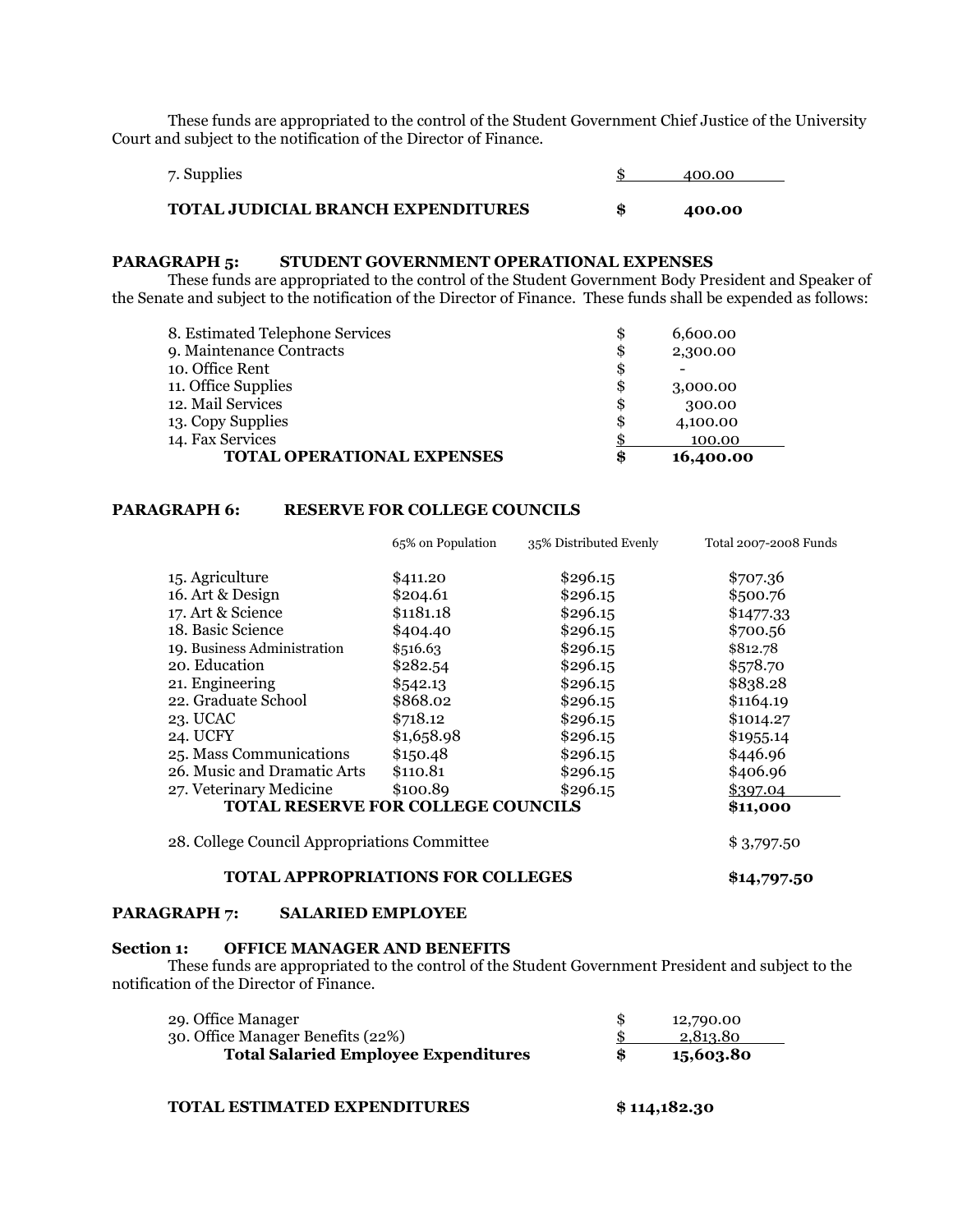These funds are appropriated to the control of the Student Government Chief Justice of the University Court and subject to the notification of the Director of Finance.

| | | |
|---|---|---|
| 7. Supplies | $ | 400.00 |
| **TOTAL JUDICIAL BRANCH EXPENDITURES** | **$** | **400.00** |

**PARAGRAPH 5: STUDENT GOVERNMENT OPERATIONAL EXPENSES**

These funds are appropriated to the control of the Student Government Body President and Speaker of the Senate and subject to the notification of the Director of Finance. These funds shall be expended as follows:

| | | |
|---|---|---|
| 8. Estimated Telephone Services | $ | 6,600.00 |
| 9. Maintenance Contracts | $ | 2,300.00 |
| 10. Office Rent | $ | - |
| 11. Office Supplies | $ | 3,000.00 |
| 12. Mail Services | $ | 300.00 |
| 13. Copy Supplies | $ | 4,100.00 |
| 14. Fax Services | $ | 100.00 |
| **TOTAL OPERATIONAL EXPENSES** | **$** | **16,400.00** |

**PARAGRAPH 6: RESERVE FOR COLLEGE COUNCILS**

| | 65% on Population | 35% Distributed Evenly | Total 2007-2008 Funds |
|---|---|---|---|
| 15. Agriculture | $411.20 | $296.15 | $707.36 |
| 16. Art & Design | $204.61 | $296.15 | $500.76 |
| 17. Art & Science | $1181.18 | $296.15 | $1477.33 |
| 18. Basic Science | $404.40 | $296.15 | $700.56 |
| 19. Business Administration | $516.63 | $296.15 | $812.78 |
| 20. Education | $282.54 | $296.15 | $578.70 |
| 21. Engineering | $542.13 | $296.15 | $838.28 |
| 22. Graduate School | $868.02 | $296.15 | $1164.19 |
| 23. UCAC | $718.12 | $296.15 | $1014.27 |
| 24. UCFY | $1,658.98 | $296.15 | $1955.14 |
| 25. Mass Communications | $150.48 | $296.15 | $446.96 |
| 26. Music and Dramatic Arts | $110.81 | $296.15 | $406.96 |
| 27. Veterinary Medicine | $100.89 | $296.15 | $397.04 |
| **TOTAL RESERVE FOR COLLEGE COUNCILS** | | | **$11,000** |
| 28. College Council Appropriations Committee | | | $ 3,797.50 |
| **TOTAL APPROPRIATIONS FOR COLLEGES** | | | **$14,797.50** |

**PARAGRAPH 7: SALARIED EMPLOYEE**

**Section 1: OFFICE MANAGER AND BENEFITS**

These funds are appropriated to the control of the Student Government President and subject to the notification of the Director of Finance.

| | | |
|---|---|---|
| 29. Office Manager | $ | 12,790.00 |
| 30. Office Manager Benefits (22%) | $ | 2,813.80 |
| **Total Salaried Employee Expenditures** | **$** | **15,603.80** |

**TOTAL ESTIMATED EXPENDITURES** **$ 114,182.30**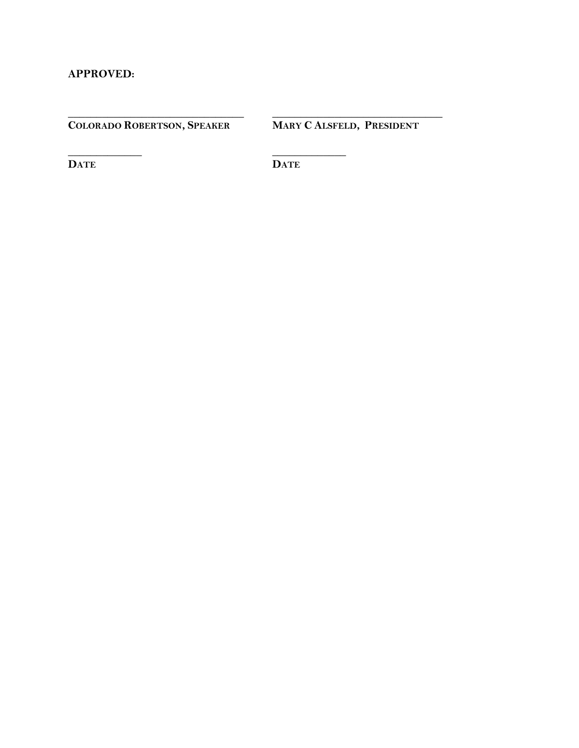**APPROVED:**

| | |
|---|---|
| _______________________________ | _______________________________ |
| **COLORADO ROBERTSON, SPEAKER** | **MARY C ALSFELD, PRESIDENT** |
| _____________ | _____________ |
| **DATE** | **DATE** |